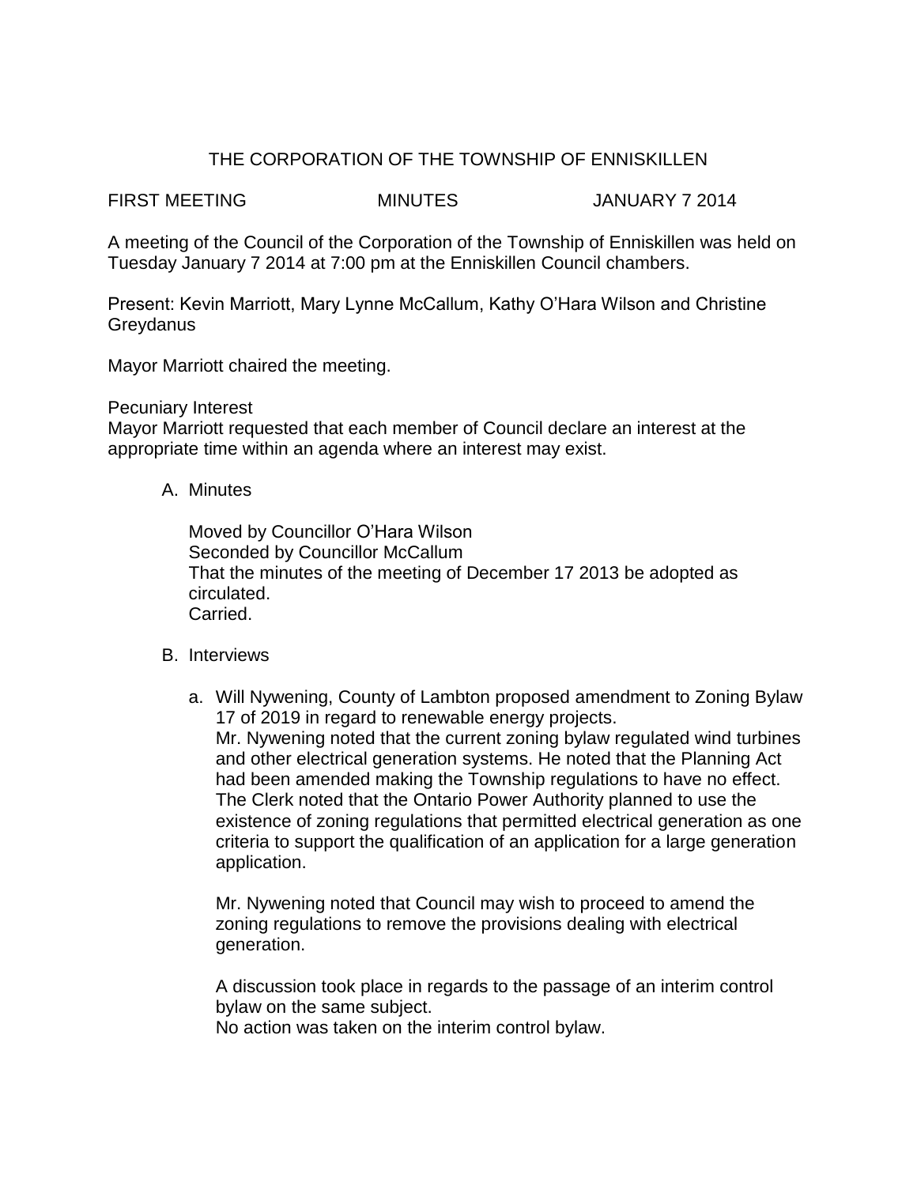# THE CORPORATION OF THE TOWNSHIP OF ENNISKILLEN

FIRST MEETING MINUTES JANUARY 7 2014

A meeting of the Council of the Corporation of the Township of Enniskillen was held on Tuesday January 7 2014 at 7:00 pm at the Enniskillen Council chambers.

Present: Kevin Marriott, Mary Lynne McCallum, Kathy O'Hara Wilson and Christine Greydanus

Mayor Marriott chaired the meeting.

Pecuniary Interest
Mayor Marriott requested that each member of Council declare an interest at the appropriate time within an agenda where an interest may exist.

A. Minutes

   Moved by Councillor O'Hara Wilson
   Seconded by Councillor McCallum
   That the minutes of the meeting of December 17 2013 be adopted as circulated.
   Carried.

B. Interviews

   a. Will Nywening, County of Lambton proposed amendment to Zoning Bylaw 17 of 2019 in regard to renewable energy projects.
      Mr. Nywening noted that the current zoning bylaw regulated wind turbines and other electrical generation systems. He noted that the Planning Act had been amended making the Township regulations to have no effect. The Clerk noted that the Ontario Power Authority planned to use the existence of zoning regulations that permitted electrical generation as one criteria to support the qualification of an application for a large generation application.

      Mr. Nywening noted that Council may wish to proceed to amend the zoning regulations to remove the provisions dealing with electrical generation.

      A discussion took place in regards to the passage of an interim control bylaw on the same subject.
      No action was taken on the interim control bylaw.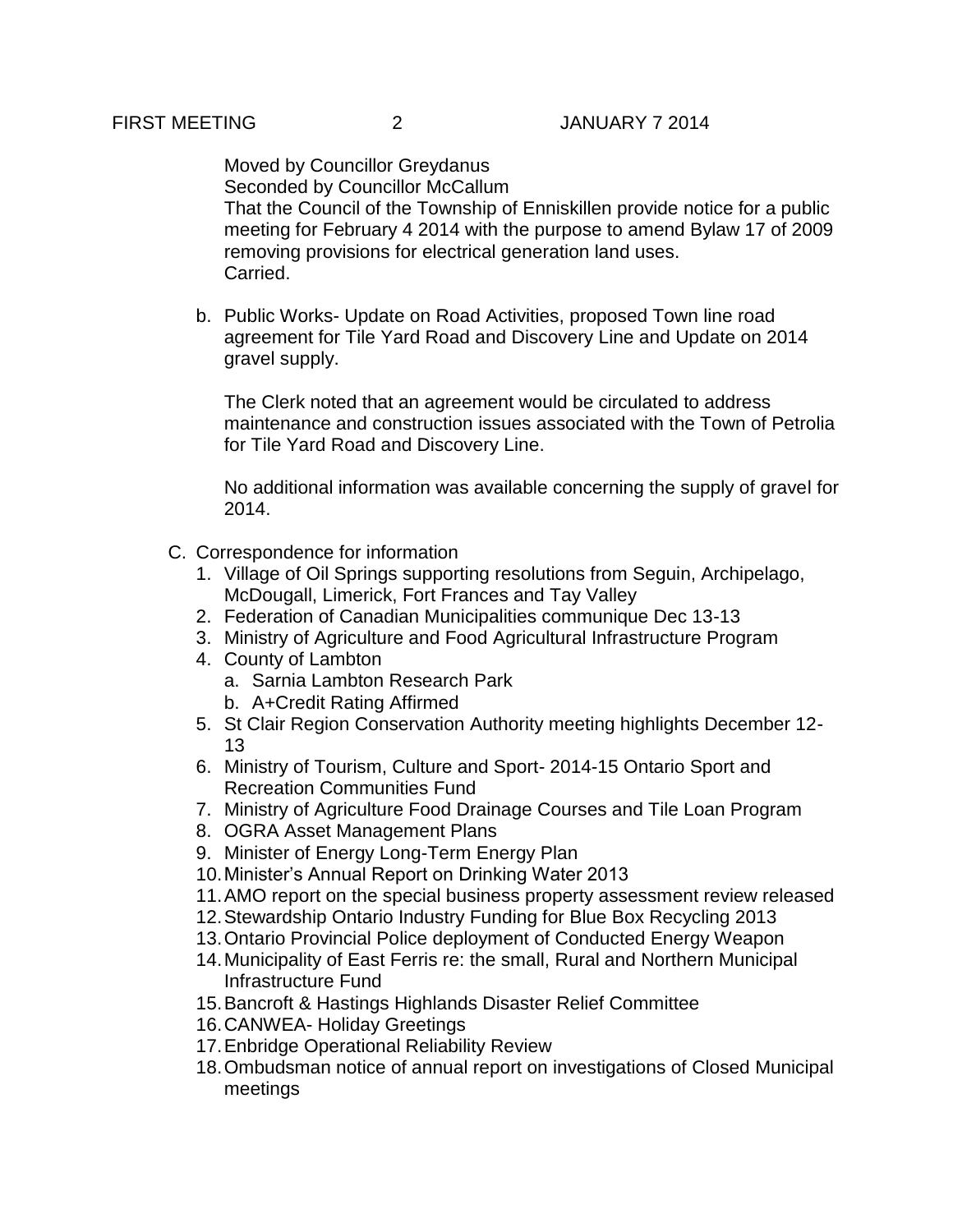Moved by Councillor Greydanus
Seconded by Councillor McCallum
That the Council of the Township of Enniskillen provide notice for a public meeting for February 4 2014 with the purpose to amend Bylaw 17 of 2009 removing provisions for electrical generation land uses.
Carried.

b. Public Works- Update on Road Activities, proposed Town line road agreement for Tile Yard Road and Discovery Line and Update on 2014 gravel supply.

   The Clerk noted that an agreement would be circulated to address maintenance and construction issues associated with the Town of Petrolia for Tile Yard Road and Discovery Line.

   No additional information was available concerning the supply of gravel for 2014.

C. Correspondence for information
   1. Village of Oil Springs supporting resolutions from Seguin, Archipelago, McDougall, Limerick, Fort Frances and Tay Valley
   2. Federation of Canadian Municipalities communique Dec 13-13
   3. Ministry of Agriculture and Food Agricultural Infrastructure Program
   4. County of Lambton
      a. Sarnia Lambton Research Park
      b. A+Credit Rating Affirmed
   5. St Clair Region Conservation Authority meeting highlights December 12-13
   6. Ministry of Tourism, Culture and Sport- 2014-15 Ontario Sport and Recreation Communities Fund
   7. Ministry of Agriculture Food Drainage Courses and Tile Loan Program
   8. OGRA Asset Management Plans
   9. Minister of Energy Long-Term Energy Plan
   10. Minister's Annual Report on Drinking Water 2013
   11. AMO report on the special business property assessment review released
   12. Stewardship Ontario Industry Funding for Blue Box Recycling 2013
   13. Ontario Provincial Police deployment of Conducted Energy Weapon
   14. Municipality of East Ferris re: the small, Rural and Northern Municipal Infrastructure Fund
   15. Bancroft & Hastings Highlands Disaster Relief Committee
   16. CANWEA- Holiday Greetings
   17. Enbridge Operational Reliability Review
   18. Ombudsman notice of annual report on investigations of Closed Municipal meetings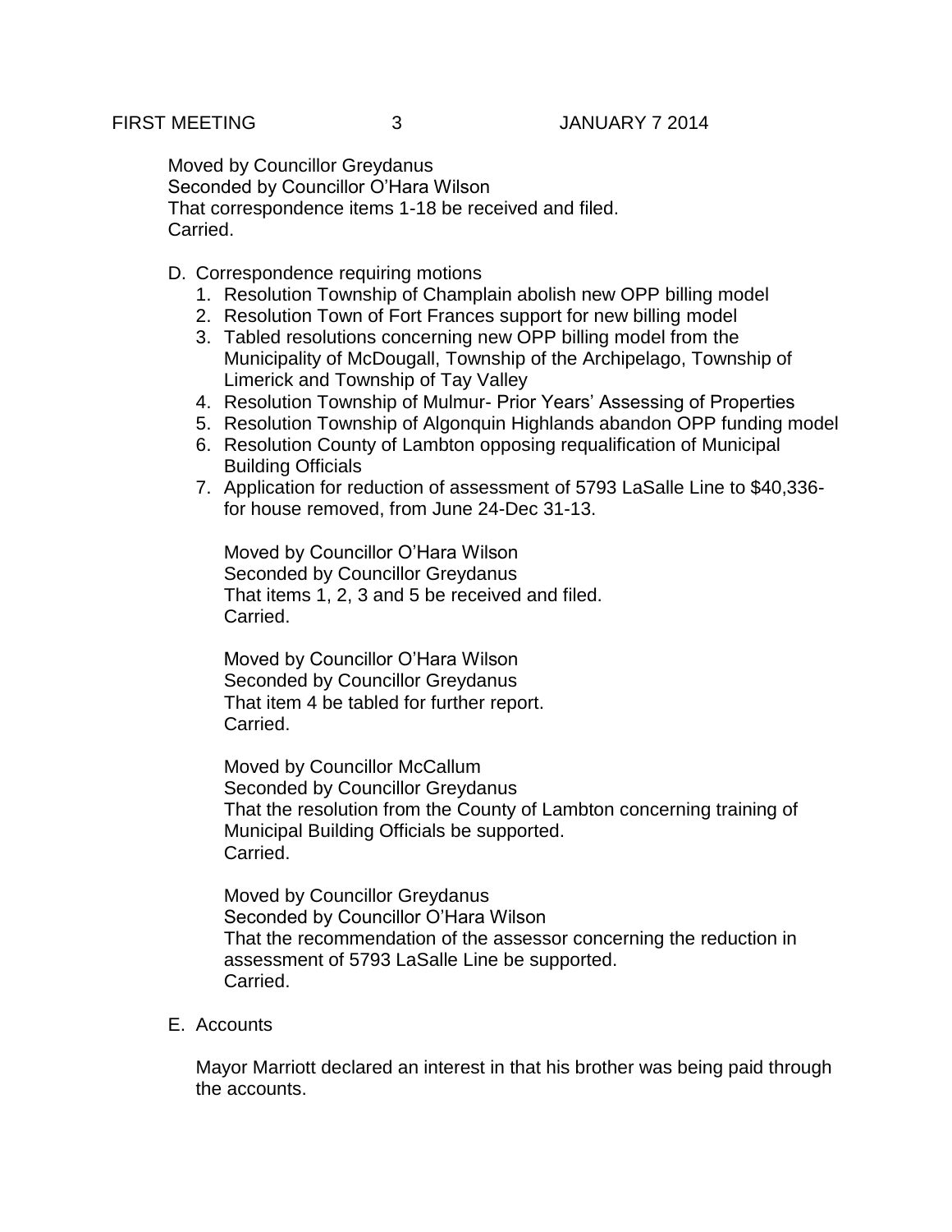Moved by Councillor Greydanus
Seconded by Councillor O'Hara Wilson
That correspondence items 1-18 be received and filed.
Carried.

D. Correspondence requiring motions

1. Resolution Township of Champlain abolish new OPP billing model
2. Resolution Town of Fort Frances support for new billing model
3. Tabled resolutions concerning new OPP billing model from the Municipality of McDougall, Township of the Archipelago, Township of Limerick and Township of Tay Valley
4. Resolution Township of Mulmur- Prior Years' Assessing of Properties
5. Resolution Township of Algonquin Highlands abandon OPP funding model
6. Resolution County of Lambton opposing requalification of Municipal Building Officials
7. Application for reduction of assessment of 5793 LaSalle Line to $40,336- for house removed, from June 24-Dec 31-13.

Moved by Councillor O'Hara Wilson
Seconded by Councillor Greydanus
That items 1, 2, 3 and 5 be received and filed.
Carried.

Moved by Councillor O'Hara Wilson
Seconded by Councillor Greydanus
That item 4 be tabled for further report.
Carried.

Moved by Councillor McCallum
Seconded by Councillor Greydanus
That the resolution from the County of Lambton concerning training of Municipal Building Officials be supported.
Carried.

Moved by Councillor Greydanus
Seconded by Councillor O'Hara Wilson
That the recommendation of the assessor concerning the reduction in assessment of 5793 LaSalle Line be supported.
Carried.

E. Accounts

Mayor Marriott declared an interest in that his brother was being paid through the accounts.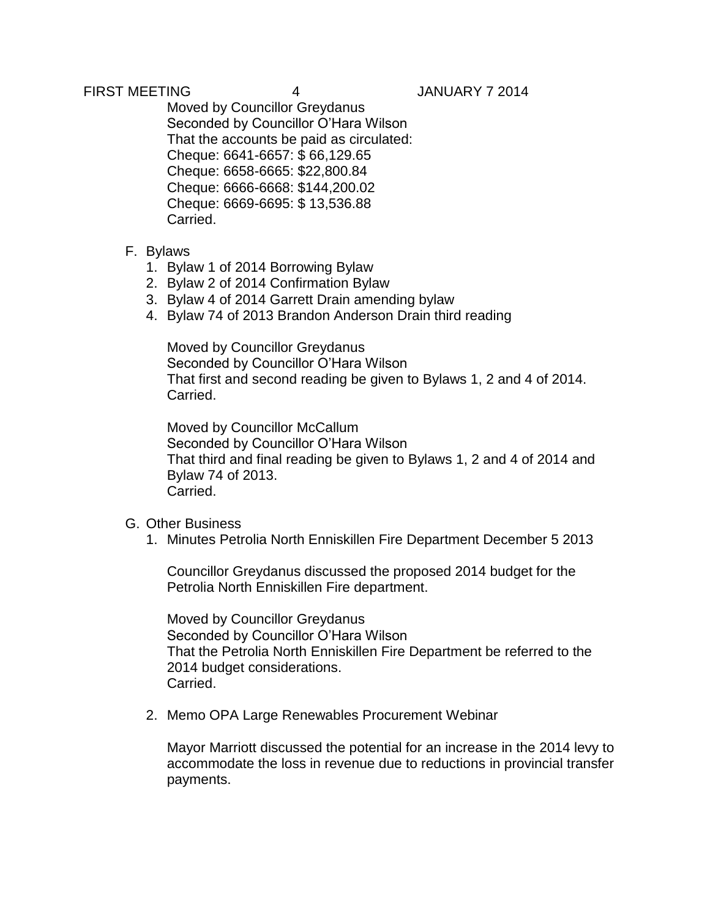Moved by Councillor Greydanus
Seconded by Councillor O'Hara Wilson
That the accounts be paid as circulated:
Cheque: 6641-6657: $ 66,129.65
Cheque: 6658-6665: $22,800.84
Cheque: 6666-6668: $144,200.02
Cheque: 6669-6695: $ 13,536.88
Carried.

F. Bylaws
   1. Bylaw 1 of 2014 Borrowing Bylaw
   2. Bylaw 2 of 2014 Confirmation Bylaw
   3. Bylaw 4 of 2014 Garrett Drain amending bylaw
   4. Bylaw 74 of 2013 Brandon Anderson Drain third reading

   Moved by Councillor Greydanus
   Seconded by Councillor O'Hara Wilson
   That first and second reading be given to Bylaws 1, 2 and 4 of 2014.
   Carried.

   Moved by Councillor McCallum
   Seconded by Councillor O'Hara Wilson
   That third and final reading be given to Bylaws 1, 2 and 4 of 2014 and Bylaw 74 of 2013.
   Carried.

G. Other Business
   1. Minutes Petrolia North Enniskillen Fire Department December 5 2013

   Councillor Greydanus discussed the proposed 2014 budget for the Petrolia North Enniskillen Fire department.

   Moved by Councillor Greydanus
   Seconded by Councillor O'Hara Wilson
   That the Petrolia North Enniskillen Fire Department be referred to the 2014 budget considerations.
   Carried.

   2. Memo OPA Large Renewables Procurement Webinar

   Mayor Marriott discussed the potential for an increase in the 2014 levy to accommodate the loss in revenue due to reductions in provincial transfer payments.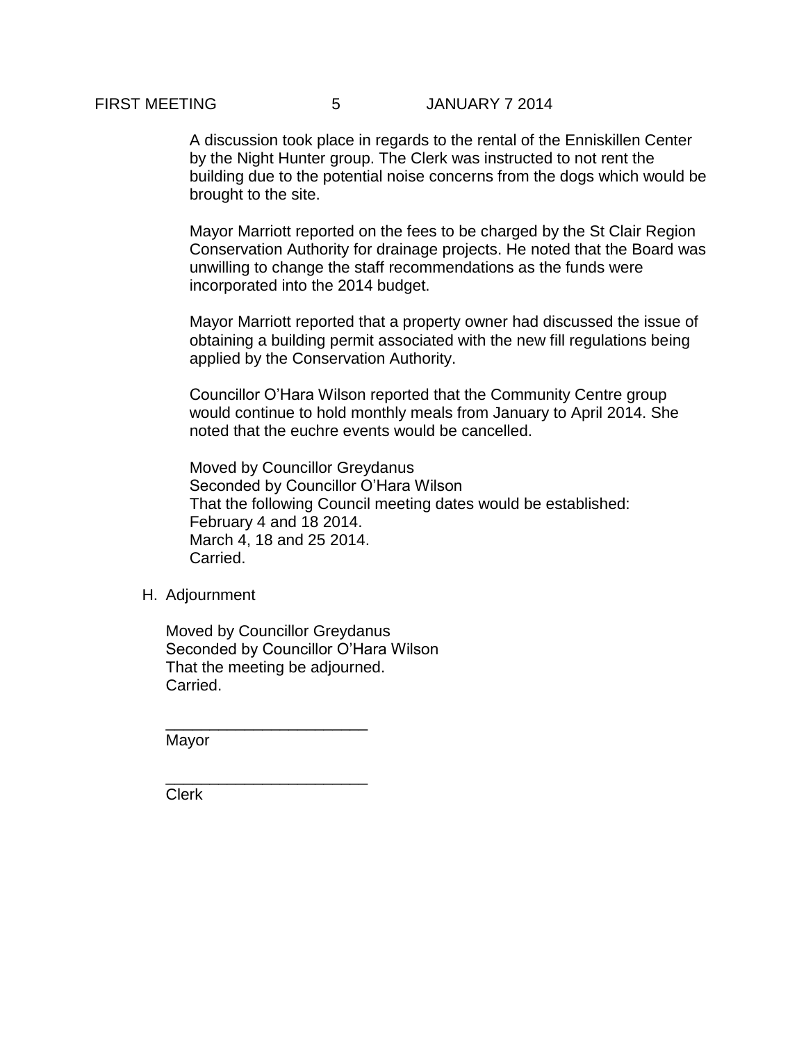A discussion took place in regards to the rental of the Enniskillen Center by the Night Hunter group. The Clerk was instructed to not rent the building due to the potential noise concerns from the dogs which would be brought to the site.

Mayor Marriott reported on the fees to be charged by the St Clair Region Conservation Authority for drainage projects. He noted that the Board was unwilling to change the staff recommendations as the funds were incorporated into the 2014 budget.

Mayor Marriott reported that a property owner had discussed the issue of obtaining a building permit associated with the new fill regulations being applied by the Conservation Authority.

Councillor O'Hara Wilson reported that the Community Centre group would continue to hold monthly meals from January to April 2014. She noted that the euchre events would be cancelled.

Moved by Councillor Greydanus
Seconded by Councillor O'Hara Wilson
That the following Council meeting dates would be established:
February 4 and 18 2014.
March 4, 18 and 25 2014.
Carried.

H. Adjournment

Moved by Councillor Greydanus
Seconded by Councillor O'Hara Wilson
That the meeting be adjourned.
Carried.

_______________________
Mayor

_______________________
Clerk